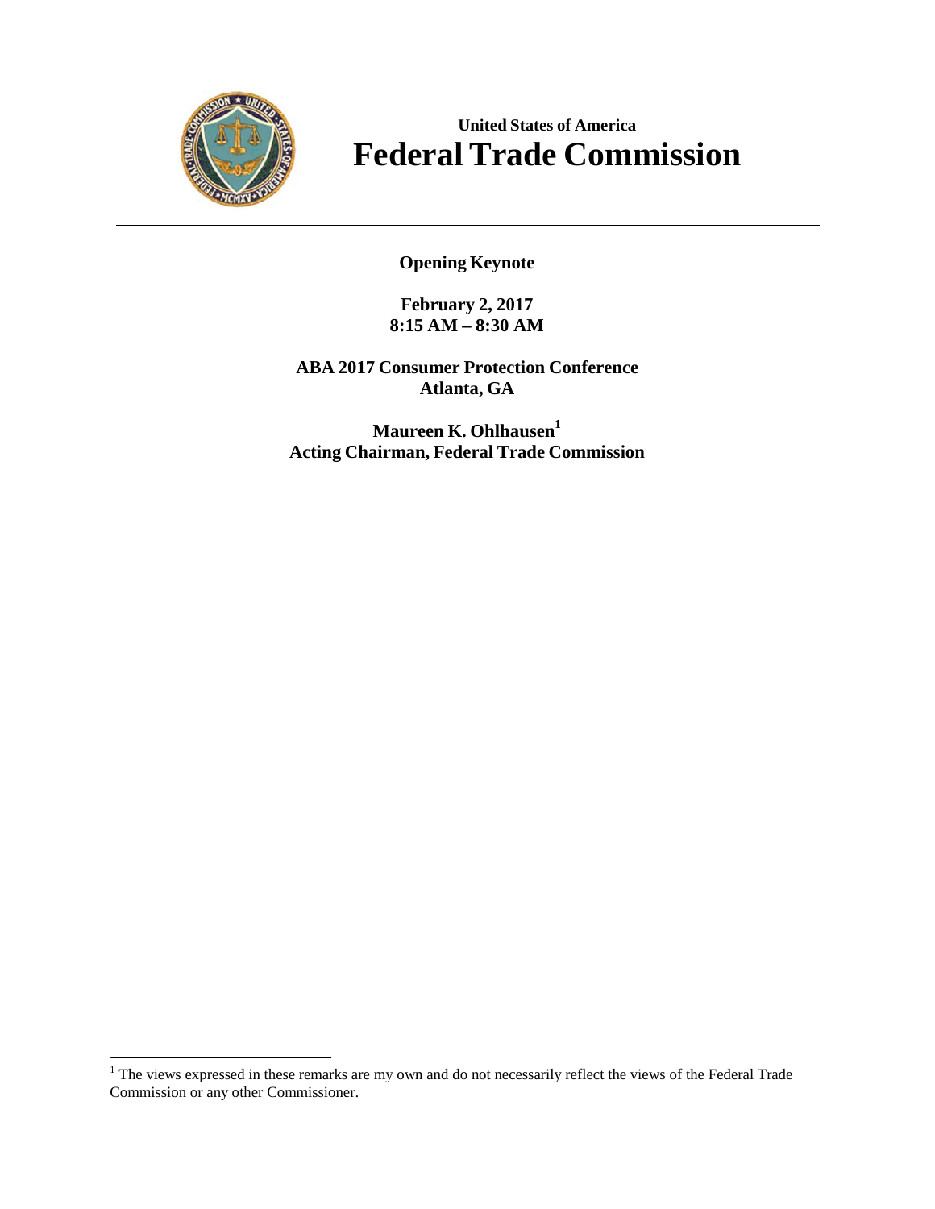**United States of America**

# Federal Trade Commission

**Opening Keynote**

**February 2, 2017**
**8:15 AM – 8:30 AM**

**ABA 2017 Consumer Protection Conference**
**Atlanta, GA**

**Maureen K. Ohlhausen[1]**
**Acting Chairman, Federal Trade Commission**

[1] The views expressed in these remarks are my own and do not necessarily reflect the views of the Federal Trade Commission or any other Commissioner.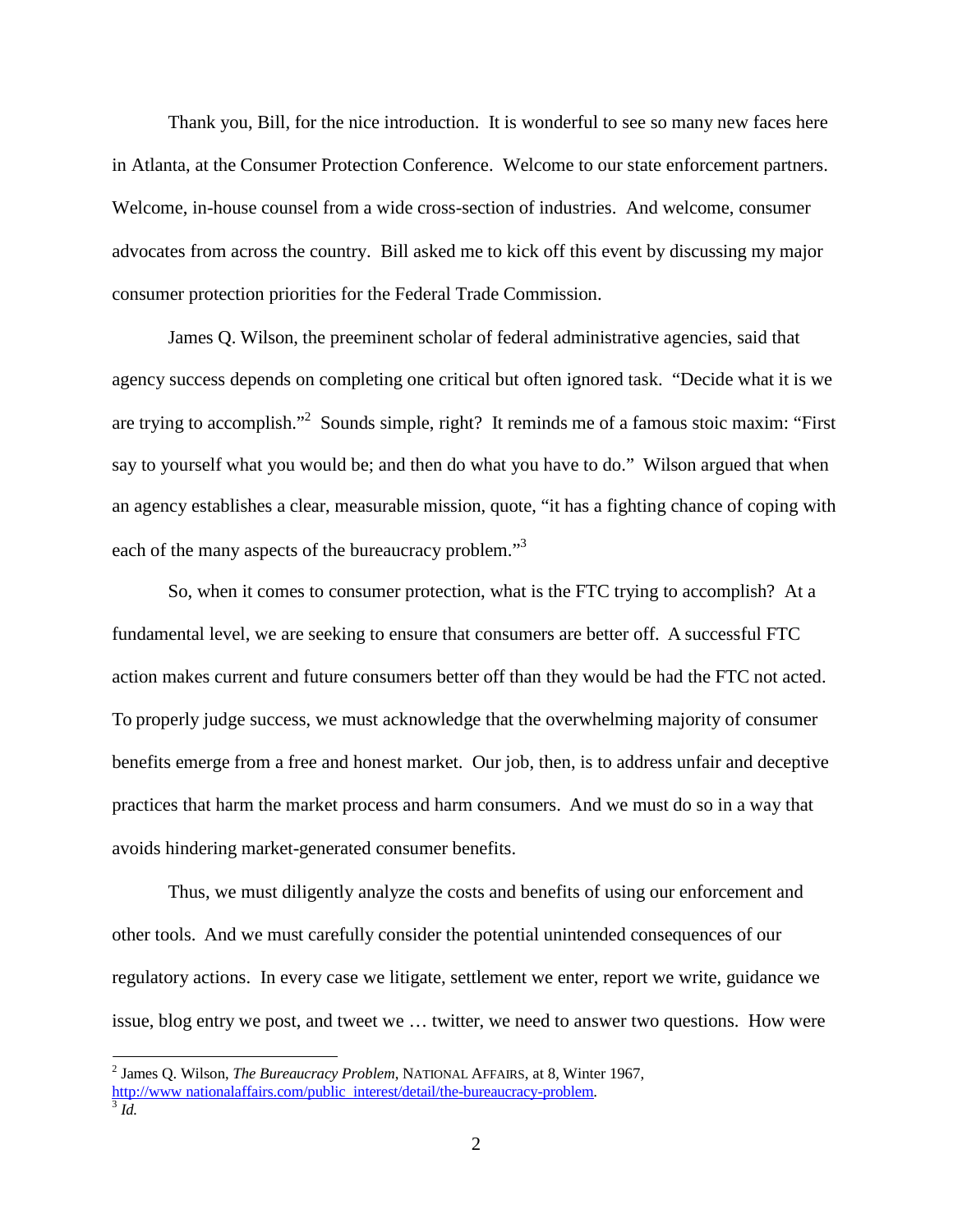Thank you, Bill, for the nice introduction. It is wonderful to see so many new faces here in Atlanta, at the Consumer Protection Conference. Welcome to our state enforcement partners. Welcome, in-house counsel from a wide cross-section of industries. And welcome, consumer advocates from across the country. Bill asked me to kick off this event by discussing my major consumer protection priorities for the Federal Trade Commission.

James Q. Wilson, the preeminent scholar of federal administrative agencies, said that agency success depends on completing one critical but often ignored task. "Decide what it is we are trying to accomplish."[2] Sounds simple, right? It reminds me of a famous stoic maxim: "First say to yourself what you would be; and then do what you have to do." Wilson argued that when an agency establishes a clear, measurable mission, quote, "it has a fighting chance of coping with each of the many aspects of the bureaucracy problem."[3]

So, when it comes to consumer protection, what is the FTC trying to accomplish? At a fundamental level, we are seeking to ensure that consumers are better off. A successful FTC action makes current and future consumers better off than they would be had the FTC not acted. To properly judge success, we must acknowledge that the overwhelming majority of consumer benefits emerge from a free and honest market. Our job, then, is to address unfair and deceptive practices that harm the market process and harm consumers. And we must do so in a way that avoids hindering market-generated consumer benefits.

Thus, we must diligently analyze the costs and benefits of using our enforcement and other tools. And we must carefully consider the potential unintended consequences of our regulatory actions. In every case we litigate, settlement we enter, report we write, guidance we issue, blog entry we post, and tweet we … twitter, we need to answer two questions. How were

[2] James Q. Wilson, *The Bureaucracy Problem*, NATIONAL AFFAIRS, at 8, Winter 1967, http://www nationalaffairs.com/public_interest/detail/the-bureaucracy-problem.

[3] *Id.*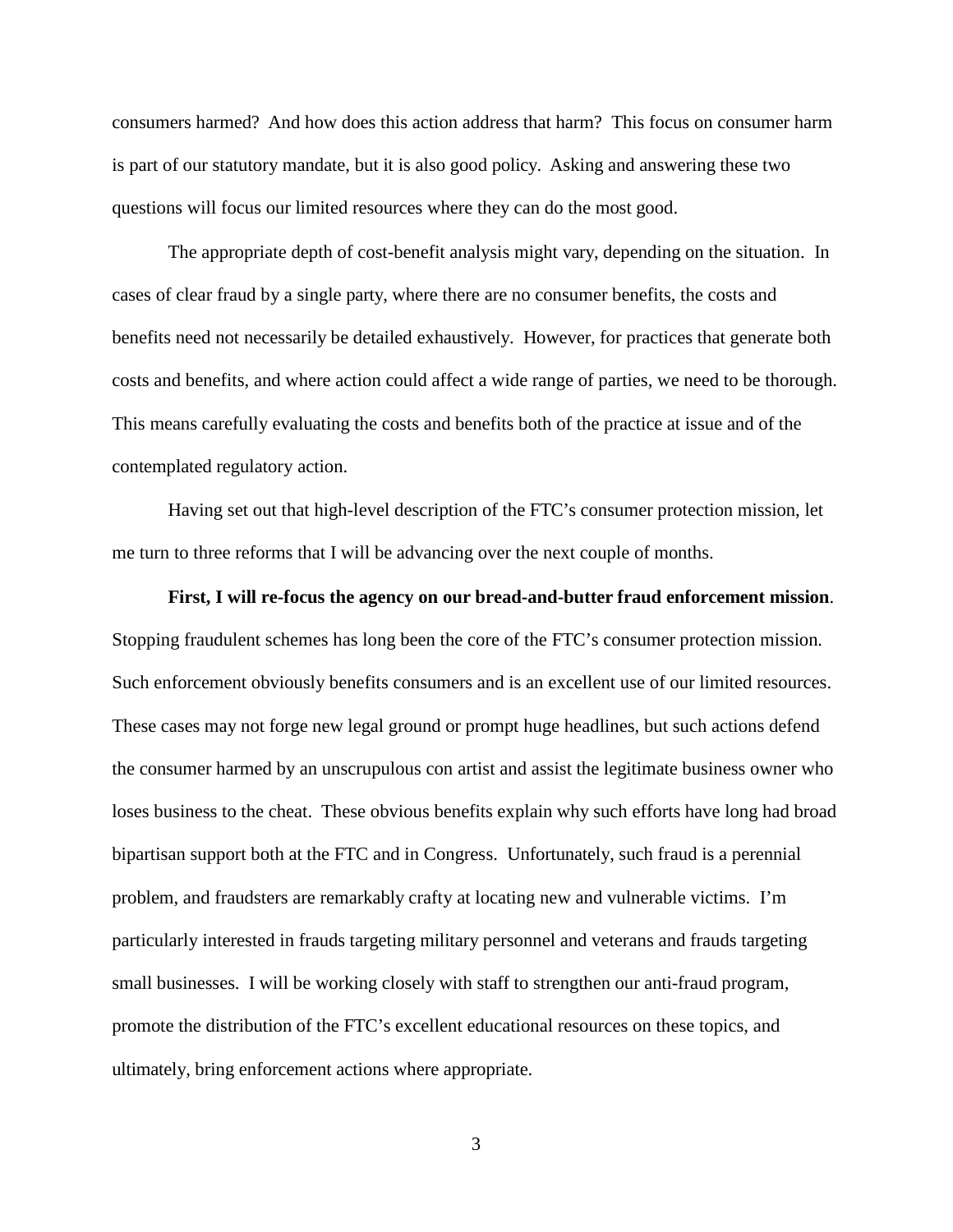consumers harmed? And how does this action address that harm? This focus on consumer harm is part of our statutory mandate, but it is also good policy. Asking and answering these two questions will focus our limited resources where they can do the most good.

The appropriate depth of cost-benefit analysis might vary, depending on the situation. In cases of clear fraud by a single party, where there are no consumer benefits, the costs and benefits need not necessarily be detailed exhaustively. However, for practices that generate both costs and benefits, and where action could affect a wide range of parties, we need to be thorough. This means carefully evaluating the costs and benefits both of the practice at issue and of the contemplated regulatory action.

Having set out that high-level description of the FTC's consumer protection mission, let me turn to three reforms that I will be advancing over the next couple of months.

**First, I will re-focus the agency on our bread-and-butter fraud enforcement mission**. Stopping fraudulent schemes has long been the core of the FTC's consumer protection mission. Such enforcement obviously benefits consumers and is an excellent use of our limited resources. These cases may not forge new legal ground or prompt huge headlines, but such actions defend the consumer harmed by an unscrupulous con artist and assist the legitimate business owner who loses business to the cheat. These obvious benefits explain why such efforts have long had broad bipartisan support both at the FTC and in Congress. Unfortunately, such fraud is a perennial problem, and fraudsters are remarkably crafty at locating new and vulnerable victims. I'm particularly interested in frauds targeting military personnel and veterans and frauds targeting small businesses. I will be working closely with staff to strengthen our anti-fraud program, promote the distribution of the FTC's excellent educational resources on these topics, and ultimately, bring enforcement actions where appropriate.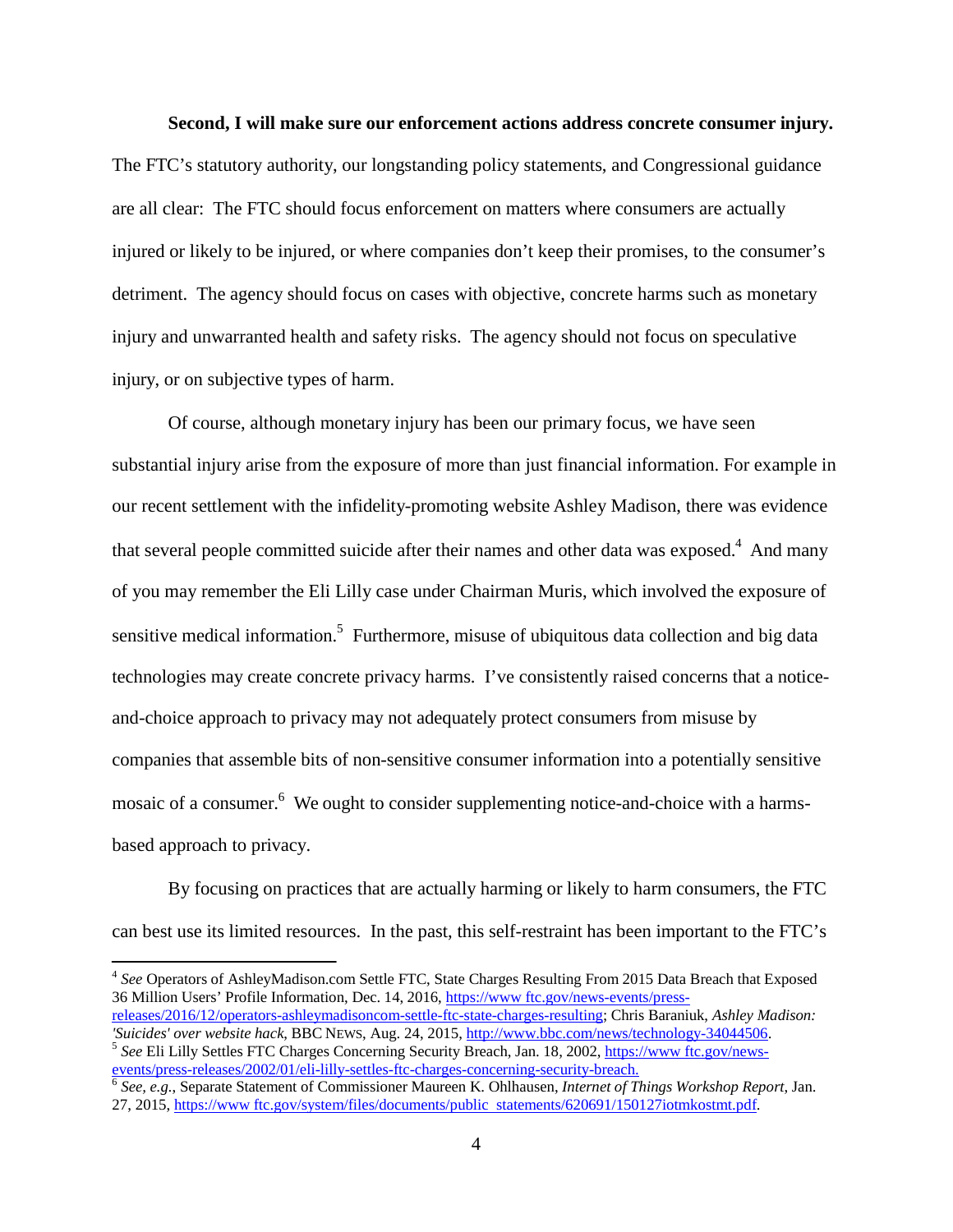**Second, I will make sure our enforcement actions address concrete consumer injury.** The FTC's statutory authority, our longstanding policy statements, and Congressional guidance are all clear: The FTC should focus enforcement on matters where consumers are actually injured or likely to be injured, or where companies don't keep their promises, to the consumer's detriment. The agency should focus on cases with objective, concrete harms such as monetary injury and unwarranted health and safety risks. The agency should not focus on speculative injury, or on subjective types of harm.

Of course, although monetary injury has been our primary focus, we have seen substantial injury arise from the exposure of more than just financial information. For example in our recent settlement with the infidelity-promoting website Ashley Madison, there was evidence that several people committed suicide after their names and other data was exposed.[4] And many of you may remember the Eli Lilly case under Chairman Muris, which involved the exposure of sensitive medical information.[5] Furthermore, misuse of ubiquitous data collection and big data technologies may create concrete privacy harms. I've consistently raised concerns that a notice-and-choice approach to privacy may not adequately protect consumers from misuse by companies that assemble bits of non-sensitive consumer information into a potentially sensitive mosaic of a consumer.[6] We ought to consider supplementing notice-and-choice with a harms-based approach to privacy.

By focusing on practices that are actually harming or likely to harm consumers, the FTC can best use its limited resources. In the past, this self-restraint has been important to the FTC's

---

[4] *See* Operators of AshleyMadison.com Settle FTC, State Charges Resulting From 2015 Data Breach that Exposed 36 Million Users' Profile Information, Dec. 14, 2016, https://www.ftc.gov/news-events/press-releases/2016/12/operators-ashleymadisoncom-settle-ftc-state-charges-resulting; Chris Baraniuk, *Ashley Madison: 'Suicides' over website hack*, BBC NEWS, Aug. 24, 2015, http://www.bbc.com/news/technology-34044506.

[5] *See* Eli Lilly Settles FTC Charges Concerning Security Breach, Jan. 18, 2002, https://www.ftc.gov/news-events/press-releases/2002/01/eli-lilly-settles-ftc-charges-concerning-security-breach.

[6] *See, e.g.*, Separate Statement of Commissioner Maureen K. Ohlhausen, *Internet of Things Workshop Report*, Jan. 27, 2015, https://www.ftc.gov/system/files/documents/public_statements/620691/150127iotmkostmt.pdf.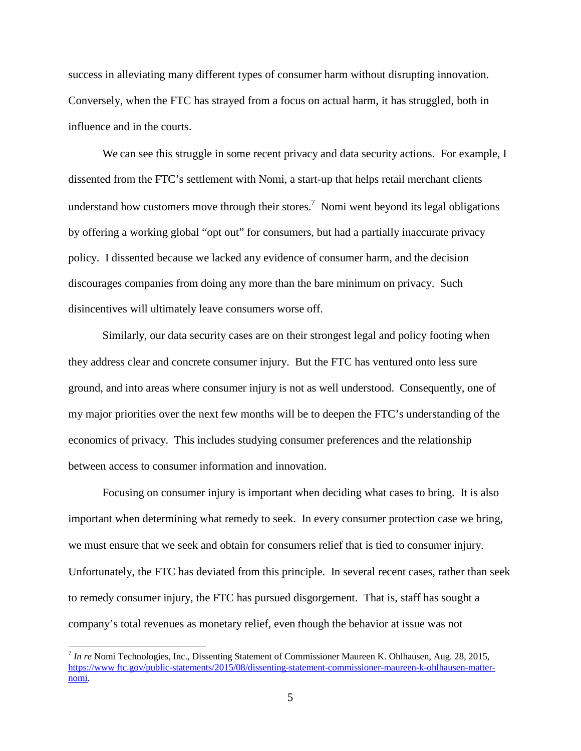success in alleviating many different types of consumer harm without disrupting innovation. Conversely, when the FTC has strayed from a focus on actual harm, it has struggled, both in influence and in the courts.

We can see this struggle in some recent privacy and data security actions. For example, I dissented from the FTC's settlement with Nomi, a start-up that helps retail merchant clients understand how customers move through their stores.[7] Nomi went beyond its legal obligations by offering a working global "opt out" for consumers, but had a partially inaccurate privacy policy. I dissented because we lacked any evidence of consumer harm, and the decision discourages companies from doing any more than the bare minimum on privacy. Such disincentives will ultimately leave consumers worse off.

Similarly, our data security cases are on their strongest legal and policy footing when they address clear and concrete consumer injury. But the FTC has ventured onto less sure ground, and into areas where consumer injury is not as well understood. Consequently, one of my major priorities over the next few months will be to deepen the FTC's understanding of the economics of privacy. This includes studying consumer preferences and the relationship between access to consumer information and innovation.

Focusing on consumer injury is important when deciding what cases to bring. It is also important when determining what remedy to seek. In every consumer protection case we bring, we must ensure that we seek and obtain for consumers relief that is tied to consumer injury. Unfortunately, the FTC has deviated from this principle. In several recent cases, rather than seek to remedy consumer injury, the FTC has pursued disgorgement. That is, staff has sought a company's total revenues as monetary relief, even though the behavior at issue was not

---

[7] *In re* Nomi Technologies, Inc., Dissenting Statement of Commissioner Maureen K. Ohlhausen, Aug. 28, 2015, https://www.ftc.gov/public-statements/2015/08/dissenting-statement-commissioner-maureen-k-ohlhausen-matter-nomi.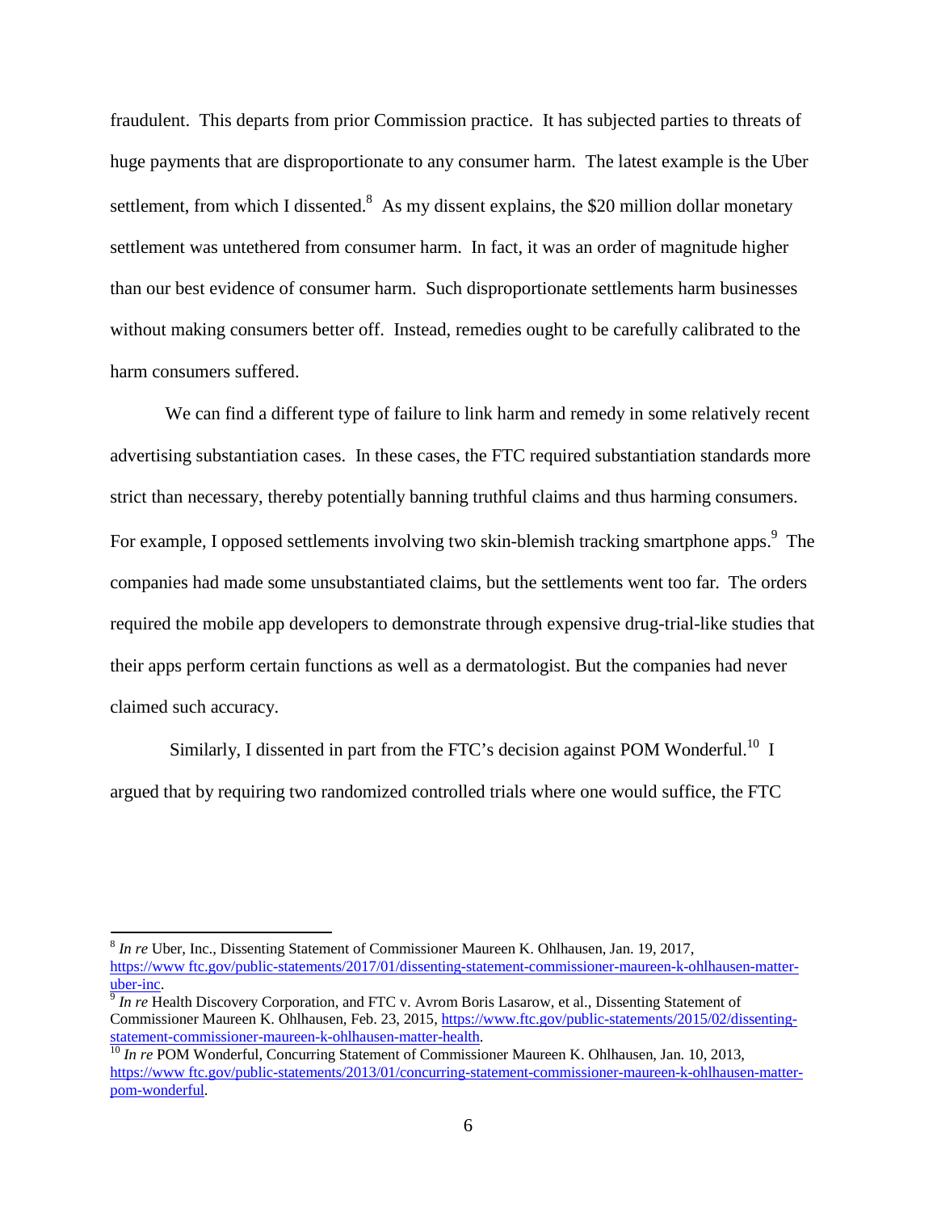fraudulent. This departs from prior Commission practice. It has subjected parties to threats of huge payments that are disproportionate to any consumer harm. The latest example is the Uber settlement, from which I dissented.[8] As my dissent explains, the $20 million dollar monetary settlement was untethered from consumer harm. In fact, it was an order of magnitude higher than our best evidence of consumer harm. Such disproportionate settlements harm businesses without making consumers better off. Instead, remedies ought to be carefully calibrated to the harm consumers suffered.

We can find a different type of failure to link harm and remedy in some relatively recent advertising substantiation cases. In these cases, the FTC required substantiation standards more strict than necessary, thereby potentially banning truthful claims and thus harming consumers. For example, I opposed settlements involving two skin-blemish tracking smartphone apps.[9] The companies had made some unsubstantiated claims, but the settlements went too far. The orders required the mobile app developers to demonstrate through expensive drug-trial-like studies that their apps perform certain functions as well as a dermatologist. But the companies had never claimed such accuracy.

Similarly, I dissented in part from the FTC's decision against POM Wonderful.[10] I argued that by requiring two randomized controlled trials where one would suffice, the FTC

---

[8] *In re* Uber, Inc., Dissenting Statement of Commissioner Maureen K. Ohlhausen, Jan. 19, 2017, https://www.ftc.gov/public-statements/2017/01/dissenting-statement-commissioner-maureen-k-ohlhausen-matter-uber-inc.

[9] *In re* Health Discovery Corporation, and FTC v. Avrom Boris Lasarow, et al., Dissenting Statement of Commissioner Maureen K. Ohlhausen, Feb. 23, 2015, https://www.ftc.gov/public-statements/2015/02/dissenting-statement-commissioner-maureen-k-ohlhausen-matter-health.

[10] *In re* POM Wonderful, Concurring Statement of Commissioner Maureen K. Ohlhausen, Jan. 10, 2013, https://www.ftc.gov/public-statements/2013/01/concurring-statement-commissioner-maureen-k-ohlhausen-matter-pom-wonderful.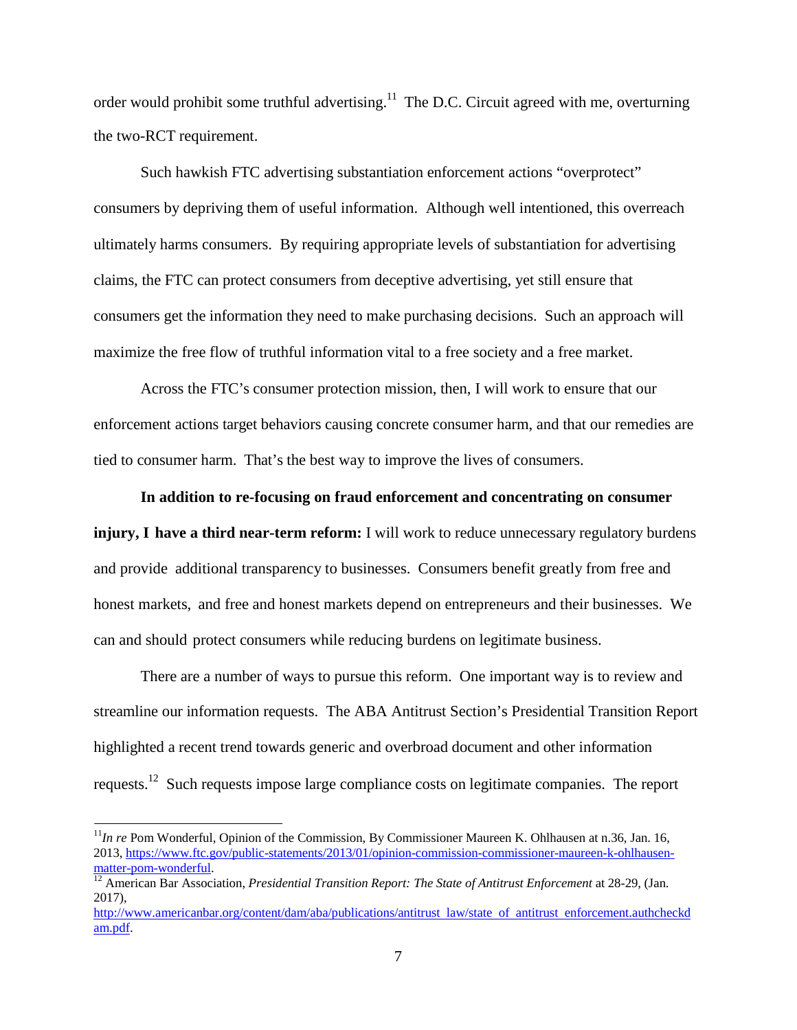order would prohibit some truthful advertising.[11] The D.C. Circuit agreed with me, overturning the two-RCT requirement.

Such hawkish FTC advertising substantiation enforcement actions "overprotect" consumers by depriving them of useful information. Although well intentioned, this overreach ultimately harms consumers. By requiring appropriate levels of substantiation for advertising claims, the FTC can protect consumers from deceptive advertising, yet still ensure that consumers get the information they need to make purchasing decisions. Such an approach will maximize the free flow of truthful information vital to a free society and a free market.

Across the FTC's consumer protection mission, then, I will work to ensure that our enforcement actions target behaviors causing concrete consumer harm, and that our remedies are tied to consumer harm. That's the best way to improve the lives of consumers.

**In addition to re-focusing on fraud enforcement and concentrating on consumer injury, I have a third near-term reform:** I will work to reduce unnecessary regulatory burdens and provide additional transparency to businesses. Consumers benefit greatly from free and honest markets, and free and honest markets depend on entrepreneurs and their businesses. We can and should protect consumers while reducing burdens on legitimate business.

There are a number of ways to pursue this reform. One important way is to review and streamline our information requests. The ABA Antitrust Section's Presidential Transition Report highlighted a recent trend towards generic and overbroad document and other information requests.[12] Such requests impose large compliance costs on legitimate companies. The report

---

[11] *In re* Pom Wonderful, Opinion of the Commission, By Commissioner Maureen K. Ohlhausen at n.36, Jan. 16, 2013, https://www.ftc.gov/public-statements/2013/01/opinion-commission-commissioner-maureen-k-ohlhausen-matter-pom-wonderful.

[12] American Bar Association, *Presidential Transition Report: The State of Antitrust Enforcement* at 28-29, (Jan. 2017), http://www.americanbar.org/content/dam/aba/publications/antitrust_law/state_of_antitrust_enforcement.authcheckdam.pdf.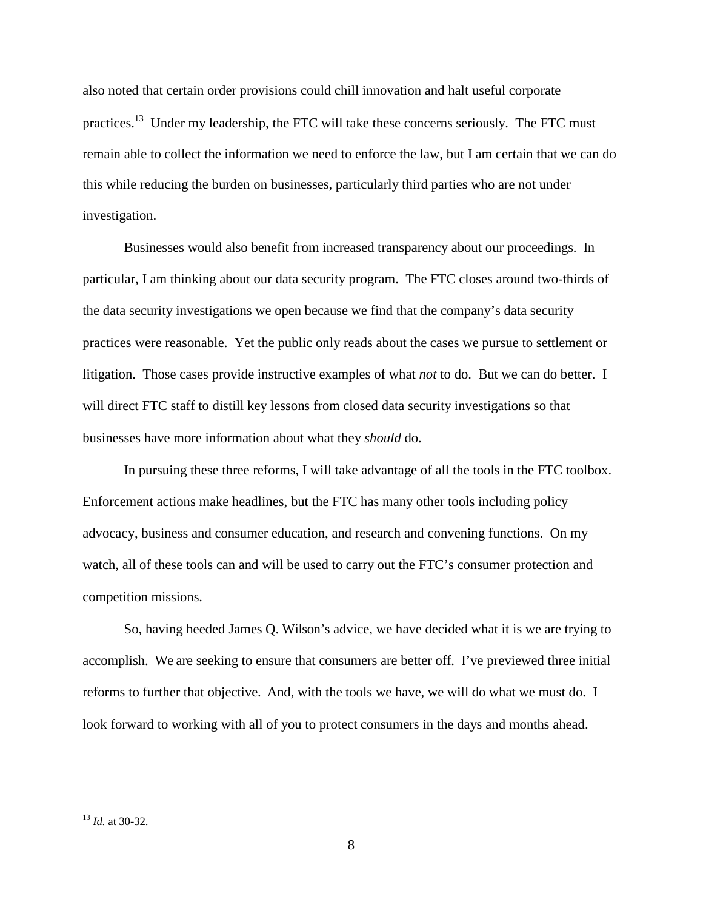also noted that certain order provisions could chill innovation and halt useful corporate practices.[13] Under my leadership, the FTC will take these concerns seriously. The FTC must remain able to collect the information we need to enforce the law, but I am certain that we can do this while reducing the burden on businesses, particularly third parties who are not under investigation.

Businesses would also benefit from increased transparency about our proceedings. In particular, I am thinking about our data security program. The FTC closes around two-thirds of the data security investigations we open because we find that the company's data security practices were reasonable. Yet the public only reads about the cases we pursue to settlement or litigation. Those cases provide instructive examples of what *not* to do. But we can do better. I will direct FTC staff to distill key lessons from closed data security investigations so that businesses have more information about what they *should* do.

In pursuing these three reforms, I will take advantage of all the tools in the FTC toolbox. Enforcement actions make headlines, but the FTC has many other tools including policy advocacy, business and consumer education, and research and convening functions. On my watch, all of these tools can and will be used to carry out the FTC's consumer protection and competition missions.

So, having heeded James Q. Wilson's advice, we have decided what it is we are trying to accomplish. We are seeking to ensure that consumers are better off. I've previewed three initial reforms to further that objective. And, with the tools we have, we will do what we must do. I look forward to working with all of you to protect consumers in the days and months ahead.

---

[13] *Id.* at 30-32.